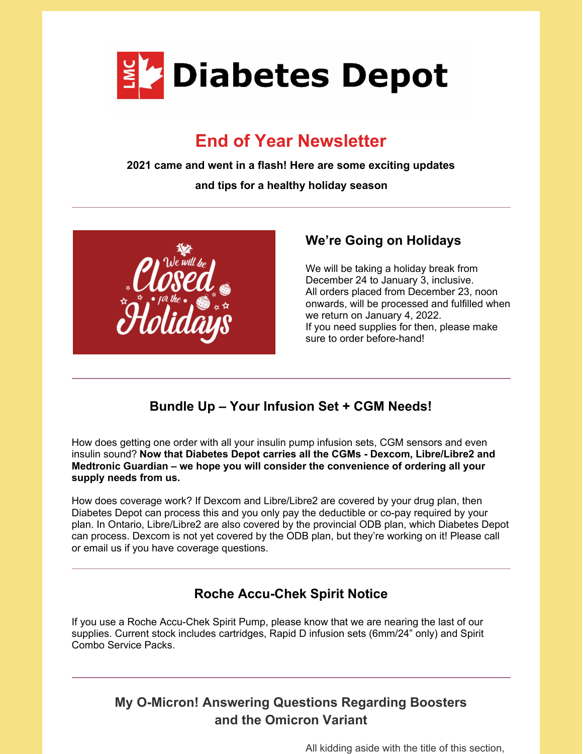# Diabetes Depot

## End of Year Newsletter

**2021 came and went in a flash! Here are some exciting updates and tips for a healthy holiday season**

---

### We're Going on Holidays

We will be taking a holiday break from December 24 to January 3, inclusive.
All orders placed from December 23, noon onwards, will be processed and fulfilled when we return on January 4, 2022.
If you need supplies for then, please make sure to order before-hand!

---

### Bundle Up – Your Infusion Set + CGM Needs!

How does getting one order with all your insulin pump infusion sets, CGM sensors and even insulin sound? **Now that Diabetes Depot carries all the CGMs - Dexcom, Libre/Libre2 and Medtronic Guardian – we hope you will consider the convenience of ordering all your supply needs from us.**

How does coverage work? If Dexcom and Libre/Libre2 are covered by your drug plan, then Diabetes Depot can process this and you only pay the deductible or co-pay required by your plan. In Ontario, Libre/Libre2 are also covered by the provincial ODB plan, which Diabetes Depot can process. Dexcom is not yet covered by the ODB plan, but they're working on it! Please call or email us if you have coverage questions.

---

### Roche Accu-Chek Spirit Notice

If you use a Roche Accu-Chek Spirit Pump, please know that we are nearing the last of our supplies. Current stock includes cartridges, Rapid D infusion sets (6mm/24" only) and Spirit Combo Service Packs.

---

### My O-Micron! Answering Questions Regarding Boosters and the Omicron Variant

All kidding aside with the title of this section,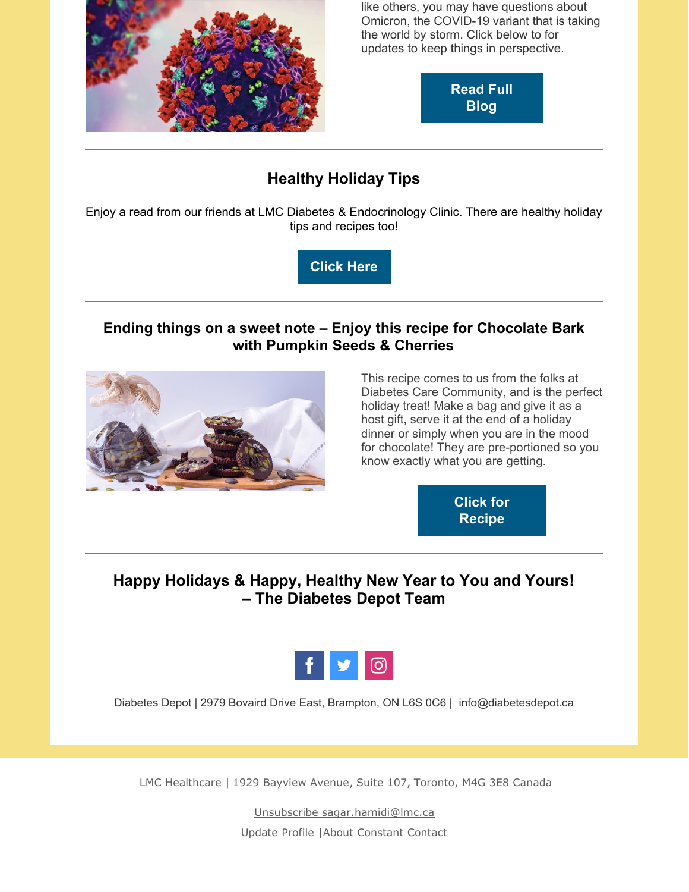like others, you may have questions about Omicron, the COVID-19 variant that is taking the world by storm. Click below to for updates to keep things in perspective.

**Read Full Blog**

---

## Healthy Holiday Tips

Enjoy a read from our friends at LMC Diabetes & Endocrinology Clinic. There are healthy holiday tips and recipes too!

**Click Here**

---

## Ending things on a sweet note – Enjoy this recipe for Chocolate Bark with Pumpkin Seeds & Cherries

This recipe comes to us from the folks at Diabetes Care Community, and is the perfect holiday treat! Make a bag and give it as a host gift, serve it at the end of a holiday dinner or simply when you are in the mood for chocolate! They are pre-portioned so you know exactly what you are getting.

**Click for Recipe**

---

## Happy Holidays & Happy, Healthy New Year to You and Yours! – The Diabetes Depot Team

Diabetes Depot | 2979 Bovaird Drive East, Brampton, ON L6S 0C6 | info@diabetesdepot.ca

LMC Healthcare | 1929 Bayview Avenue, Suite 107, Toronto, M4G 3E8 Canada

Unsubscribe sagar.hamidi@lmc.ca

Update Profile | About Constant Contact